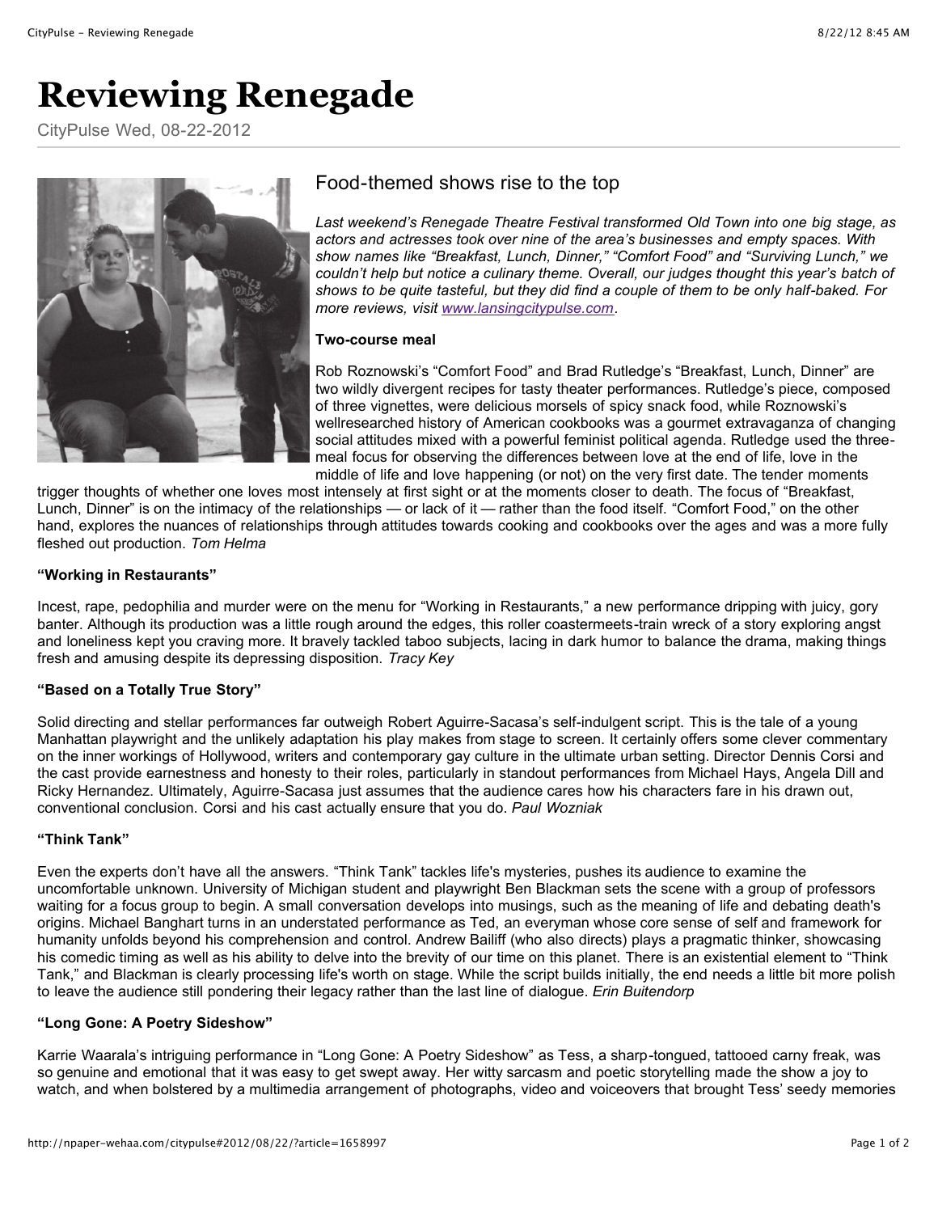# Reviewing Renegade

CityPulse Wed, 08-22-2012

## Food-themed shows rise to the top

*Last weekend's Renegade Theatre Festival transformed Old Town into one big stage, as actors and actresses took over nine of the area's businesses and empty spaces. With show names like "Breakfast, Lunch, Dinner," "Comfort Food" and "Surviving Lunch," we couldn't help but notice a culinary theme. Overall, our judges thought this year's batch of shows to be quite tasteful, but they did find a couple of them to be only half-baked. For more reviews, visit [www.lansingcitypulse.com](http://www.lansingcitypulse.com).*

**Two-course meal**

Rob Roznowski's "Comfort Food" and Brad Rutledge's "Breakfast, Lunch, Dinner" are two wildly divergent recipes for tasty theater performances. Rutledge's piece, composed of three vignettes, were delicious morsels of spicy snack food, while Roznowski's wellresearched history of American cookbooks was a gourmet extravaganza of changing social attitudes mixed with a powerful feminist political agenda. Rutledge used the three-meal focus for observing the differences between love at the end of life, love in the middle of life and love happening (or not) on the very first date. The tender moments trigger thoughts of whether one loves most intensely at first sight or at the moments closer to death. The focus of "Breakfast, Lunch, Dinner" is on the intimacy of the relationships — or lack of it — rather than the food itself. "Comfort Food," on the other hand, explores the nuances of relationships through attitudes towards cooking and cookbooks over the ages and was a more fully fleshed out production. *Tom Helma*

**"Working in Restaurants"**

Incest, rape, pedophilia and murder were on the menu for "Working in Restaurants," a new performance dripping with juicy, gory banter. Although its production was a little rough around the edges, this roller coastermeets-train wreck of a story exploring angst and loneliness kept you craving more. It bravely tackled taboo subjects, lacing in dark humor to balance the drama, making things fresh and amusing despite its depressing disposition. *Tracy Key*

**"Based on a Totally True Story"**

Solid directing and stellar performances far outweigh Robert Aguirre-Sacasa's self-indulgent script. This is the tale of a young Manhattan playwright and the unlikely adaptation his play makes from stage to screen. It certainly offers some clever commentary on the inner workings of Hollywood, writers and contemporary gay culture in the ultimate urban setting. Director Dennis Corsi and the cast provide earnestness and honesty to their roles, particularly in standout performances from Michael Hays, Angela Dill and Ricky Hernandez. Ultimately, Aguirre-Sacasa just assumes that the audience cares how his characters fare in his drawn out, conventional conclusion. Corsi and his cast actually ensure that you do. *Paul Wozniak*

**"Think Tank"**

Even the experts don't have all the answers. "Think Tank" tackles life's mysteries, pushes its audience to examine the uncomfortable unknown. University of Michigan student and playwright Ben Blackman sets the scene with a group of professors waiting for a focus group to begin. A small conversation develops into musings, such as the meaning of life and debating death's origins. Michael Banghart turns in an understated performance as Ted, an everyman whose core sense of self and framework for humanity unfolds beyond his comprehension and control. Andrew Bailiff (who also directs) plays a pragmatic thinker, showcasing his comedic timing as well as his ability to delve into the brevity of our time on this planet. There is an existential element to "Think Tank," and Blackman is clearly processing life's worth on stage. While the script builds initially, the end needs a little bit more polish to leave the audience still pondering their legacy rather than the last line of dialogue. *Erin Buitendorp*

**"Long Gone: A Poetry Sideshow"**

Karrie Waarala's intriguing performance in "Long Gone: A Poetry Sideshow" as Tess, a sharp-tongued, tattooed carny freak, was so genuine and emotional that it was easy to get swept away. Her witty sarcasm and poetic storytelling made the show a joy to watch, and when bolstered by a multimedia arrangement of photographs, video and voiceovers that brought Tess' seedy memories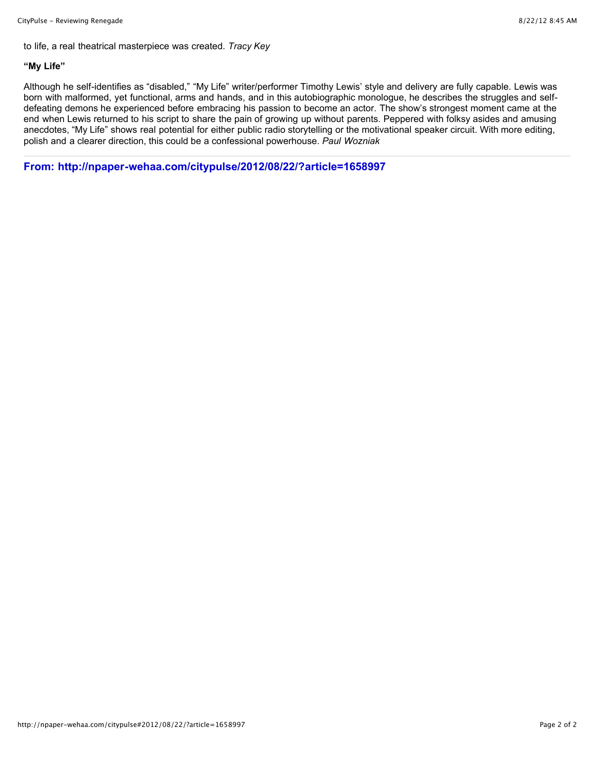to life, a real theatrical masterpiece was created. *Tracy Key*

**"My Life"**

Although he self-identifies as "disabled," "My Life" writer/performer Timothy Lewis' style and delivery are fully capable. Lewis was born with malformed, yet functional, arms and hands, and in this autobiographic monologue, he describes the struggles and self-defeating demons he experienced before embracing his passion to become an actor. The show's strongest moment came at the end when Lewis returned to his script to share the pain of growing up without parents. Peppered with folksy asides and amusing anecdotes, "My Life" shows real potential for either public radio storytelling or the motivational speaker circuit. With more editing, polish and a clearer direction, this could be a confessional powerhouse. *Paul Wozniak*

---

**From: http://npaper-wehaa.com/citypulse/2012/08/22/?article=1658997**